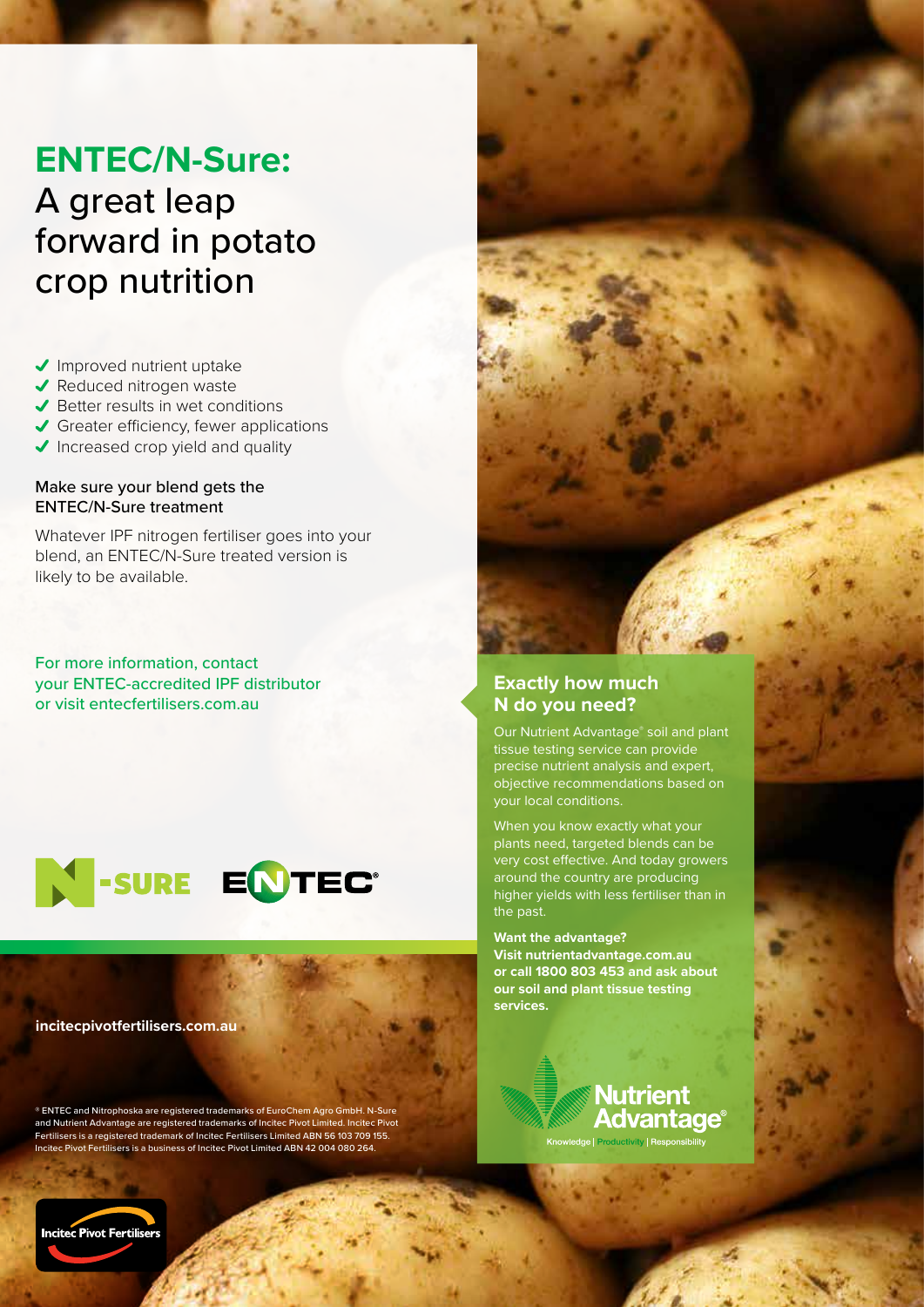# ENTEC/N-Sure: A great leap forward in potato crop nutrition

- ✔ Improved nutrient uptake
- ✔ Reduced nitrogen waste
- ✔ Better results in wet conditions
- ✔ Greater efficiency, fewer applications
- ✔ Increased crop yield and quality

### Make sure your blend gets the ENTEC/N-Sure treatment

Whatever IPF nitrogen fertiliser goes into your blend, an ENTEC/N-Sure treated version is likely to be available.

For more information, contact your ENTEC-accredited IPF distributor or visit entecfertilisers.com.au

N-SURE ENTEC®

**incitecpivotfertilisers.com.au**

® ENTEC and Nitrophoska are registered trademarks of EuroChem Agro GmbH. N-Sure and Nutrient Advantage are registered trademarks of Incitec Pivot Limited. Incitec Pivot Fertilisers is a registered trademark of Incitec Fertilisers Limited ABN 56 103 709 155. Incitec Pivot Fertilisers is a business of Incitec Pivot Limited ABN 42 004 080 264.

Incitec Pivot Fertilisers

## Exactly how much N do you need?

Our Nutrient Advantage® soil and plant tissue testing service can provide precise nutrient analysis and expert, objective recommendations based on your local conditions.

When you know exactly what your plants need, targeted blends can be very cost effective. And today growers around the country are producing higher yields with less fertiliser than in the past.

**Want the advantage? Visit nutrientadvantage.com.au or call 1800 803 453 and ask about our soil and plant tissue testing services.**

Nutrient Advantage®
Knowledge | Productivity | Responsibility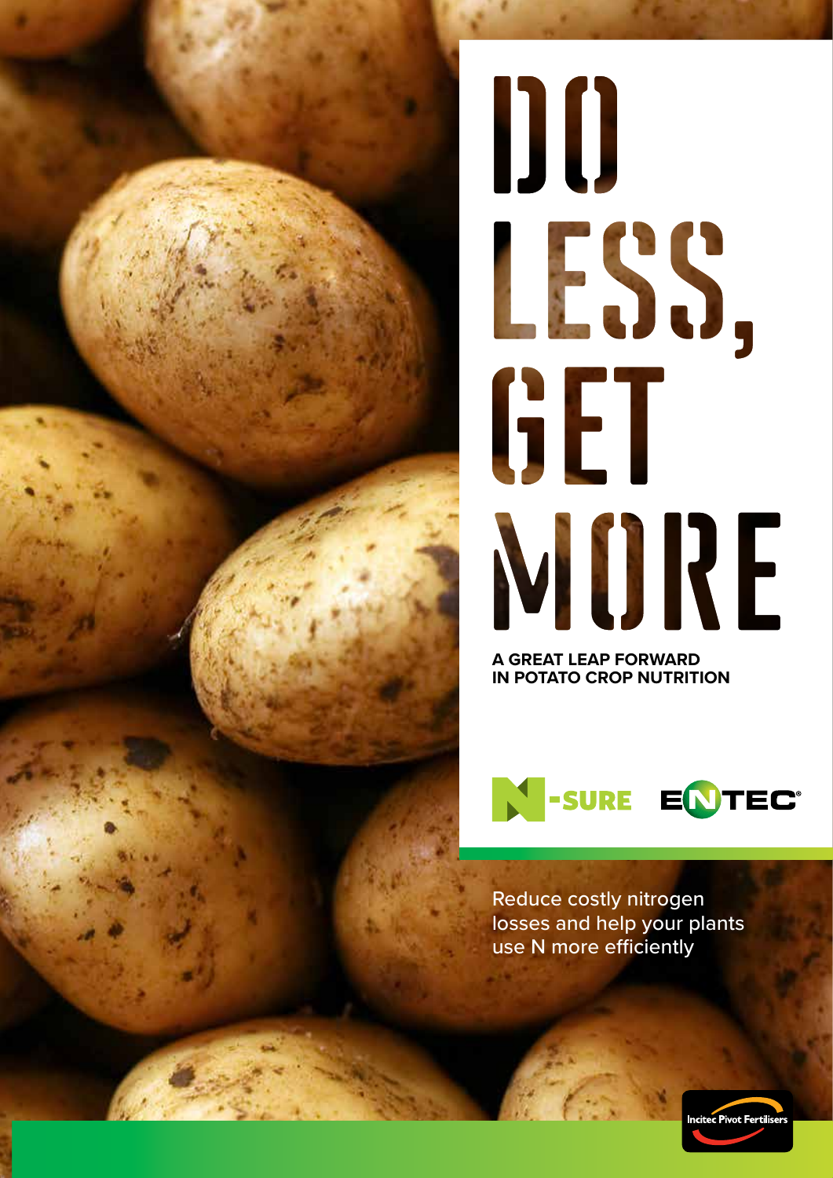# DO LESS, GET MORE

**A GREAT LEAP FORWARD IN POTATO CROP NUTRITION**

N-SURE ENTEC®

Reduce costly nitrogen losses and help your plants use N more efficiently

Incitec Pivot Fertilisers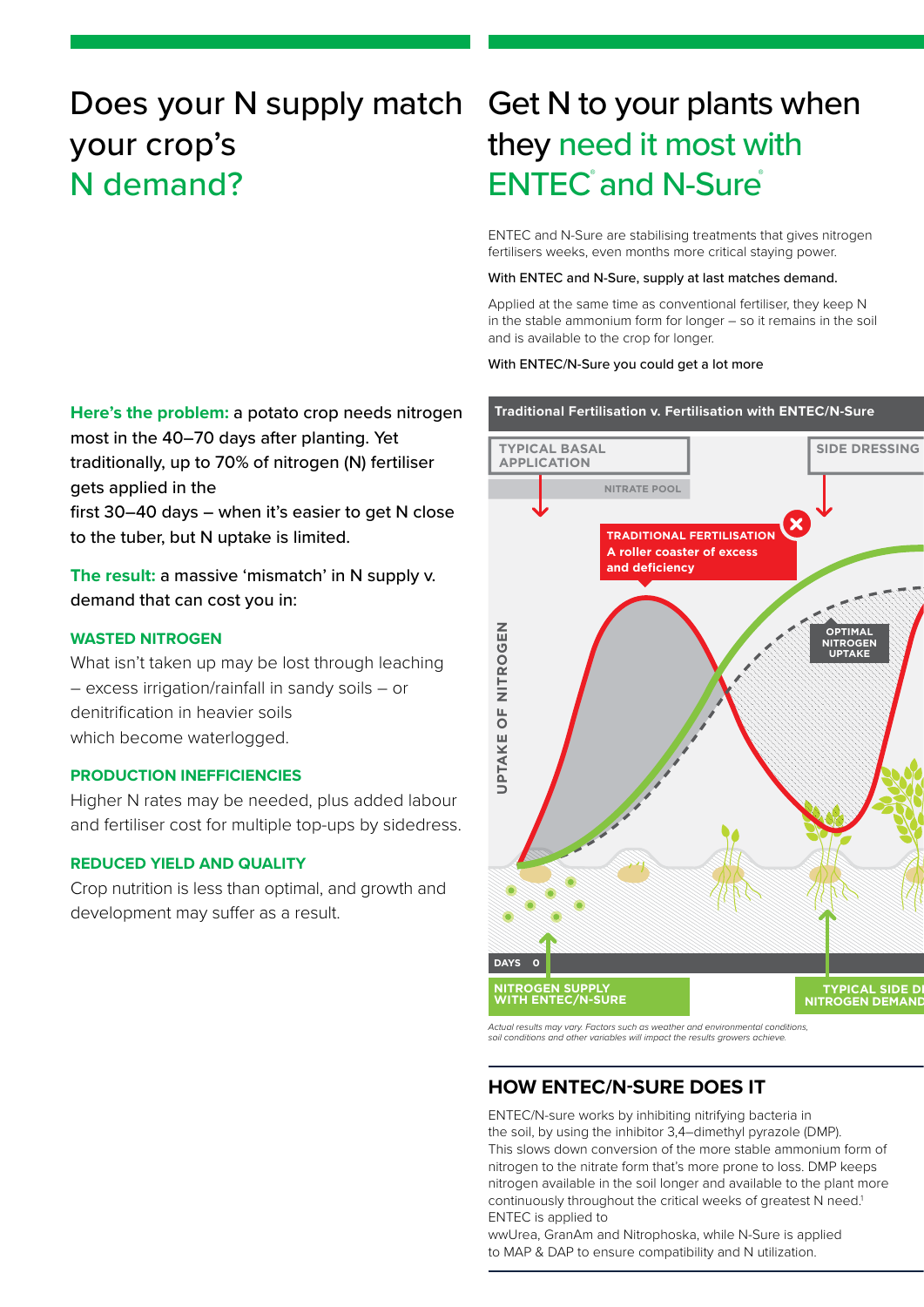# Does your N supply match your crop's N demand?

**Here's the problem:** a potato crop needs nitrogen most in the 40–70 days after planting. Yet traditionally, up to 70% of nitrogen (N) fertiliser gets applied in the first 30–40 days – when it's easier to get N close to the tuber, but N uptake is limited.

**The result:** a massive 'mismatch' in N supply v. demand that can cost you in:

### WASTED NITROGEN

What isn't taken up may be lost through leaching – excess irrigation/rainfall in sandy soils – or denitrification in heavier soils which become waterlogged.

### PRODUCTION INEFFICIENCIES

Higher N rates may be needed, plus added labour and fertiliser cost for multiple top-ups by sidedress.

### REDUCED YIELD AND QUALITY

Crop nutrition is less than optimal, and growth and development may suffer as a result.

# Get N to your plants when they need it most with ENTEC® and N-Sure®

ENTEC and N-Sure are stabilising treatments that gives nitrogen fertilisers weeks, even months more critical staying power.

With ENTEC and N-Sure, supply at last matches demand.

Applied at the same time as conventional fertiliser, they keep N in the stable ammonium form for longer – so it remains in the soil and is available to the crop for longer.

With ENTEC/N-Sure you could get a lot more

**Traditional Fertilisation v. Fertilisation with ENTEC/N-Sure**

TYPICAL BASAL APPLICATION · SIDE DRESSING · NITRATE POOL · TRADITIONAL FERTILISATION A roller coaster of excess and deficiency · OPTIMAL NITROGEN UPTAKE · UPTAKE OF NITROGEN · DAYS 0 · NITROGEN SUPPLY WITH ENTEC/N-SURE · TYPICAL SIDE D... NITROGEN DEMAND

*Actual results may vary. Factors such as weather and environmental conditions, soil conditions and other variables will impact the results growers achieve.*

## HOW ENTEC/N-SURE DOES IT

ENTEC/N-sure works by inhibiting nitrifying bacteria in the soil, by using the inhibitor 3,4–dimethyl pyrazole (DMP). This slows down conversion of the more stable ammonium form of nitrogen to the nitrate form that's more prone to loss. DMP keeps nitrogen available in the soil longer and available to the plant more continuously throughout the critical weeks of greatest N need.[1] ENTEC is applied to wwUrea, GranAm and Nitrophoska, while N-Sure is applied to MAP & DAP to ensure compatibility and N utilization.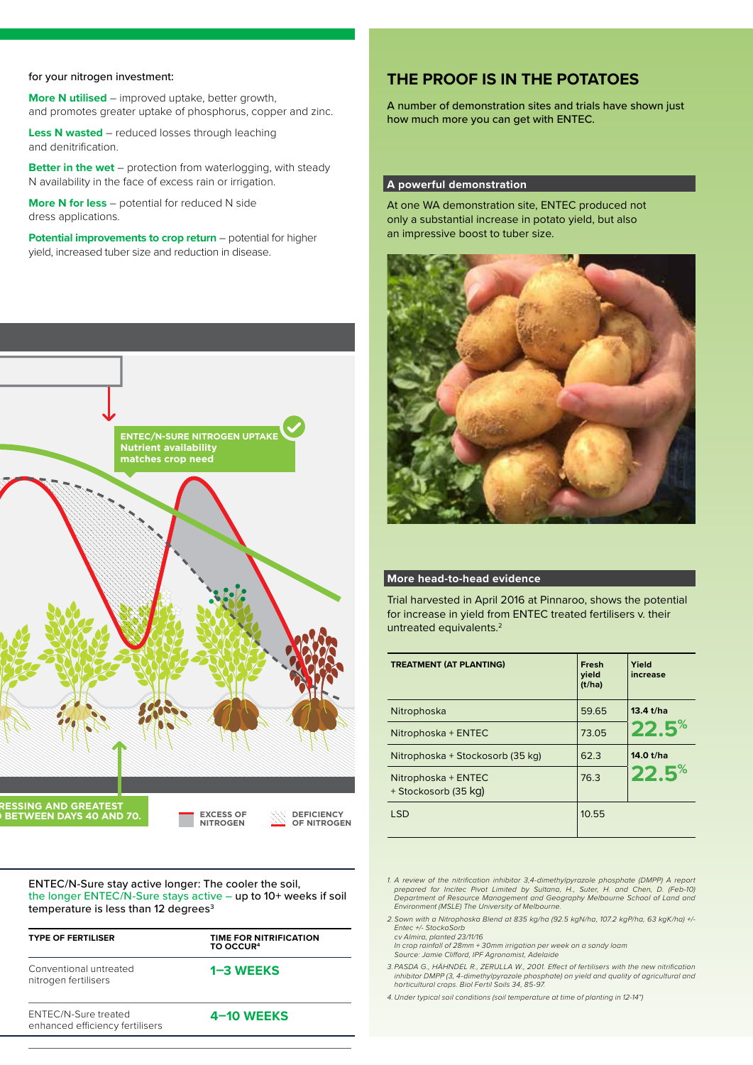for your nitrogen investment:

**More N utilised** – improved uptake, better growth, and promotes greater uptake of phosphorus, copper and zinc.

**Less N wasted** – reduced losses through leaching and denitrification.

**Better in the wet** – protection from waterlogging, with steady N availability in the face of excess rain or irrigation.

**More N for less** – potential for reduced N side dress applications.

**Potential improvements to crop return** – potential for higher yield, increased tuber size and reduction in disease.

ENTEC/N-SURE NITROGEN UPTAKE
Nutrient availability matches crop need

RESSING AND GREATEST
BETWEEN DAYS 40 AND 70.

EXCESS OF NITROGEN

DEFICIENCY OF NITROGEN

ENTEC/N-Sure stay active longer: The cooler the soil, the longer ENTEC/N-Sure stays active – up to 10+ weeks if soil temperature is less than 12 degrees[3]

| TYPE OF FERTILISER | TIME FOR NITRIFICATION TO OCCUR[4] |
|---|---|
| Conventional untreated nitrogen fertilisers | **1–3 WEEKS** |
| ENTEC/N-Sure treated enhanced efficiency fertilisers | **4–10 WEEKS** |

# THE PROOF IS IN THE POTATOES

A number of demonstration sites and trials have shown just how much more you can get with ENTEC.

## A powerful demonstration

At one WA demonstration site, ENTEC produced not only a substantial increase in potato yield, but also an impressive boost to tuber size.

## More head-to-head evidence

Trial harvested in April 2016 at Pinnaroo, shows the potential for increase in yield from ENTEC treated fertilisers v. their untreated equivalents.[2]

| TREATMENT (AT PLANTING) | Fresh yield (t/ha) | Yield increase |
|---|---|---|
| Nitrophoska | 59.65 | 13.4 t/ha 22.5% |
| Nitrophoska + ENTEC | 73.05 | |
| Nitrophoska + Stockosorb (35 kg) | 62.3 | 14.0 t/ha 22.5% |
| Nitrophoska + ENTEC + Stockosorb (35 kg) | 76.3 | |
| LSD | 10.55 | |

1. A review of the nitrification inhibitor 3,4-dimethylpyrazole phosphate (DMPP) A report prepared for Incitec Pivot Limited by Sultana, H., Suter, H. and Chen, D. (Feb-10) Department of Resource Management and Geography Melbourne School of Land and Environment (MSLE) The University of Melbourne.

2. Sown with a Nitrophoska Blend at 835 kg/ha (92.5 kgN/ha, 107.2 kgP/ha, 63 kgK/ha) +/- Entec +/- StockoSorb
cv Almira, planted 23/11/16
In crop rainfall of 28mm + 30mm irrigation per week on a sandy loam
Source: Jamie Clifford, IPF Agronomist, Adelaide

3. PASDA G., HÄHNDEL R., ZERULLA W., 2001. Effect of fertilisers with the new nitrification inhibitor DMPP (3, 4-dimethylpyrazole phosphate) on yield and quality of agricultural and horticultural crops. Biol Fertil Soils 34, 85-97.

4. Under typical soil conditions (soil temperature at time of planting in 12-14°)